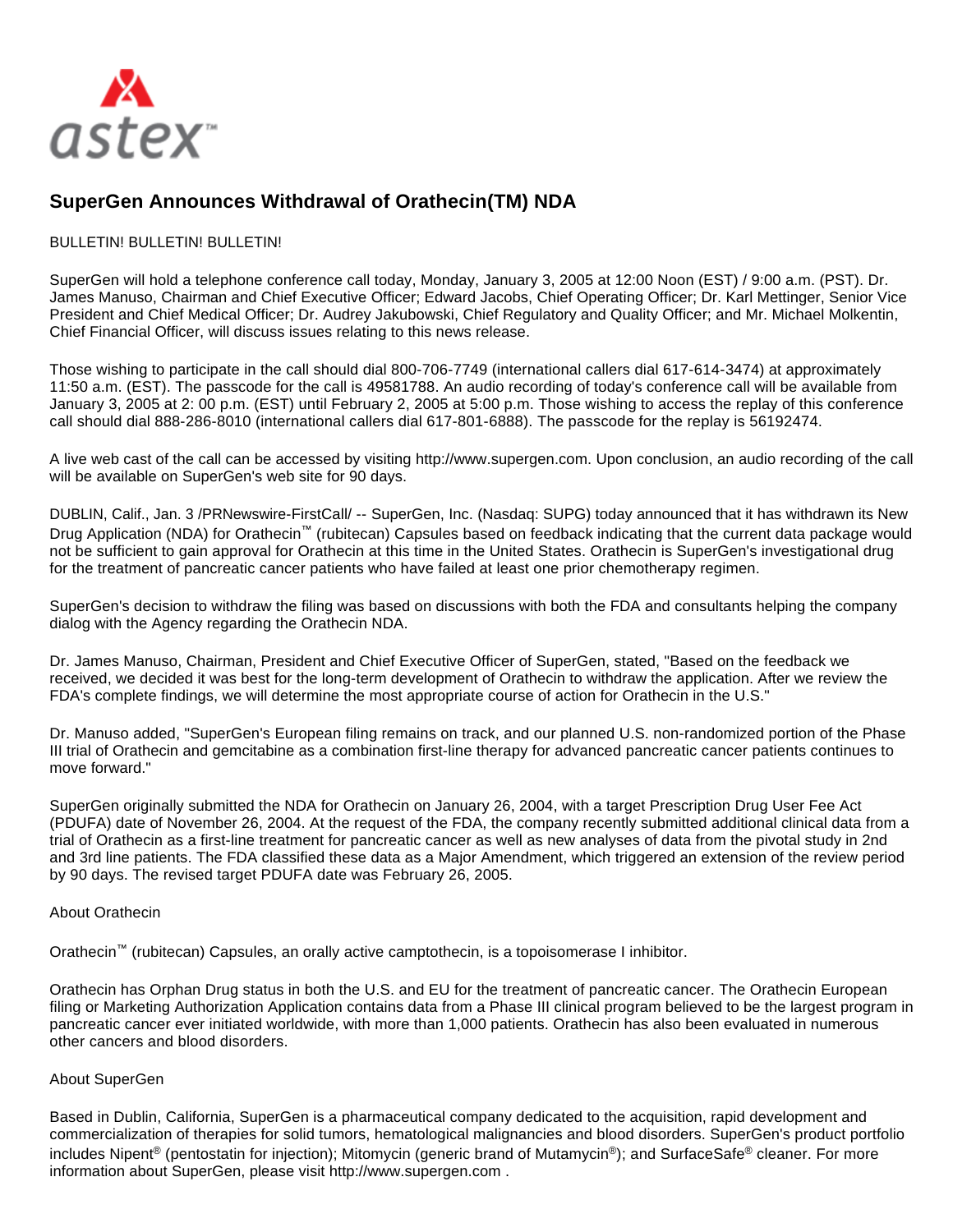astex™

# SuperGen Announces Withdrawal of Orathecin(TM) NDA

BULLETIN! BULLETIN! BULLETIN!

SuperGen will hold a telephone conference call today, Monday, January 3, 2005 at 12:00 Noon (EST) / 9:00 a.m. (PST). Dr. James Manuso, Chairman and Chief Executive Officer; Edward Jacobs, Chief Operating Officer; Dr. Karl Mettinger, Senior Vice President and Chief Medical Officer; Dr. Audrey Jakubowski, Chief Regulatory and Quality Officer; and Mr. Michael Molkentin, Chief Financial Officer, will discuss issues relating to this news release.

Those wishing to participate in the call should dial 800-706-7749 (international callers dial 617-614-3474) at approximately 11:50 a.m. (EST). The passcode for the call is 49581788. An audio recording of today's conference call will be available from January 3, 2005 at 2: 00 p.m. (EST) until February 2, 2005 at 5:00 p.m. Those wishing to access the replay of this conference call should dial 888-286-8010 (international callers dial 617-801-6888). The passcode for the replay is 56192474.

A live web cast of the call can be accessed by visiting http://www.supergen.com. Upon conclusion, an audio recording of the call will be available on SuperGen's web site for 90 days.

DUBLIN, Calif., Jan. 3 /PRNewswire-FirstCall/ -- SuperGen, Inc. (Nasdaq: SUPG) today announced that it has withdrawn its New Drug Application (NDA) for Orathecin™ (rubitecan) Capsules based on feedback indicating that the current data package would not be sufficient to gain approval for Orathecin at this time in the United States. Orathecin is SuperGen's investigational drug for the treatment of pancreatic cancer patients who have failed at least one prior chemotherapy regimen.

SuperGen's decision to withdraw the filing was based on discussions with both the FDA and consultants helping the company dialog with the Agency regarding the Orathecin NDA.

Dr. James Manuso, Chairman, President and Chief Executive Officer of SuperGen, stated, "Based on the feedback we received, we decided it was best for the long-term development of Orathecin to withdraw the application. After we review the FDA's complete findings, we will determine the most appropriate course of action for Orathecin in the U.S."

Dr. Manuso added, "SuperGen's European filing remains on track, and our planned U.S. non-randomized portion of the Phase III trial of Orathecin and gemcitabine as a combination first-line therapy for advanced pancreatic cancer patients continues to move forward."

SuperGen originally submitted the NDA for Orathecin on January 26, 2004, with a target Prescription Drug User Fee Act (PDUFA) date of November 26, 2004. At the request of the FDA, the company recently submitted additional clinical data from a trial of Orathecin as a first-line treatment for pancreatic cancer as well as new analyses of data from the pivotal study in 2nd and 3rd line patients. The FDA classified these data as a Major Amendment, which triggered an extension of the review period by 90 days. The revised target PDUFA date was February 26, 2005.

About Orathecin

Orathecin™ (rubitecan) Capsules, an orally active camptothecin, is a topoisomerase I inhibitor.

Orathecin has Orphan Drug status in both the U.S. and EU for the treatment of pancreatic cancer. The Orathecin European filing or Marketing Authorization Application contains data from a Phase III clinical program believed to be the largest program in pancreatic cancer ever initiated worldwide, with more than 1,000 patients. Orathecin has also been evaluated in numerous other cancers and blood disorders.

About SuperGen

Based in Dublin, California, SuperGen is a pharmaceutical company dedicated to the acquisition, rapid development and commercialization of therapies for solid tumors, hematological malignancies and blood disorders. SuperGen's product portfolio includes Nipent® (pentostatin for injection); Mitomycin (generic brand of Mutamycin®); and SurfaceSafe® cleaner. For more information about SuperGen, please visit http://www.supergen.com .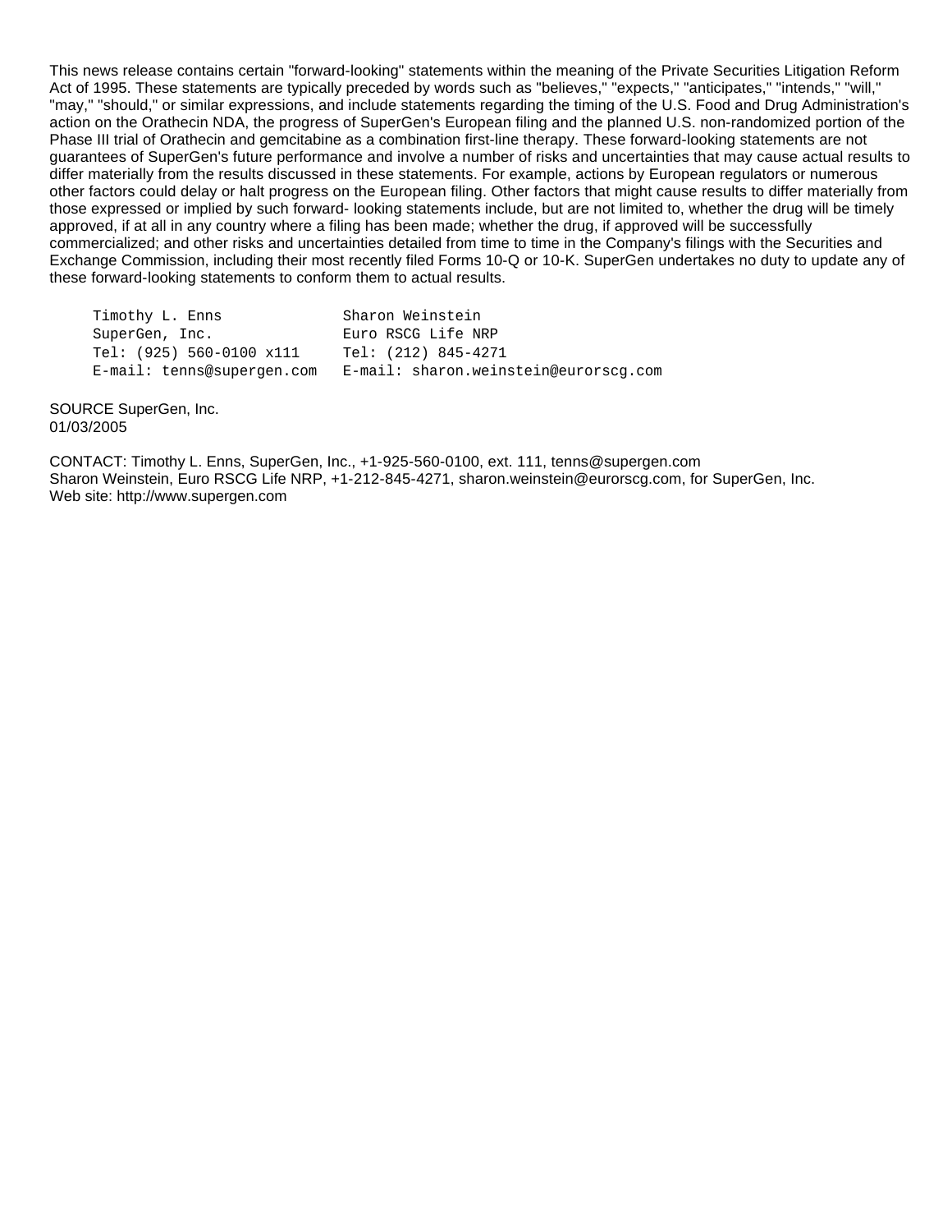This news release contains certain "forward-looking" statements within the meaning of the Private Securities Litigation Reform Act of 1995. These statements are typically preceded by words such as "believes," "expects," "anticipates," "intends," "will," "may," "should," or similar expressions, and include statements regarding the timing of the U.S. Food and Drug Administration's action on the Orathecin NDA, the progress of SuperGen's European filing and the planned U.S. non-randomized portion of the Phase III trial of Orathecin and gemcitabine as a combination first-line therapy. These forward-looking statements are not guarantees of SuperGen's future performance and involve a number of risks and uncertainties that may cause actual results to differ materially from the results discussed in these statements. For example, actions by European regulators or numerous other factors could delay or halt progress on the European filing. Other factors that might cause results to differ materially from those expressed or implied by such forward- looking statements include, but are not limited to, whether the drug will be timely approved, if at all in any country where a filing has been made; whether the drug, if approved will be successfully commercialized; and other risks and uncertainties detailed from time to time in the Company's filings with the Securities and Exchange Commission, including their most recently filed Forms 10-Q or 10-K. SuperGen undertakes no duty to update any of these forward-looking statements to conform them to actual results.

```
Timothy L. Enns              Sharon Weinstein
SuperGen, Inc.               Euro RSCG Life NRP
Tel: (925) 560-0100 x111     Tel: (212) 845-4271
E-mail: tenns@supergen.com   E-mail: sharon.weinstein@eurorscg.com
```

SOURCE SuperGen, Inc.
01/03/2005

CONTACT: Timothy L. Enns, SuperGen, Inc., +1-925-560-0100, ext. 111, tenns@supergen.com
Sharon Weinstein, Euro RSCG Life NRP, +1-212-845-4271, sharon.weinstein@eurorscg.com, for SuperGen, Inc.
Web site: http://www.supergen.com